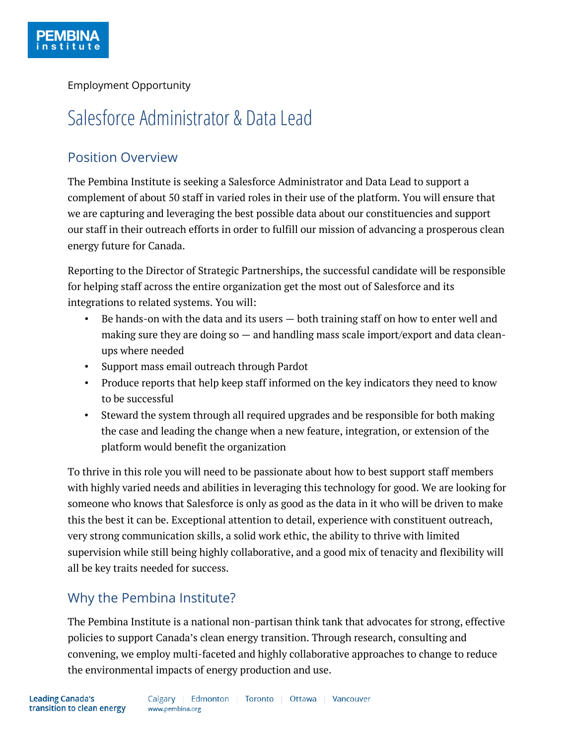Employment Opportunity

# Salesforce Administrator & Data Lead

## Position Overview

The Pembina Institute is seeking a Salesforce Administrator and Data Lead to support a complement of about 50 staff in varied roles in their use of the platform. You will ensure that we are capturing and leveraging the best possible data about our constituencies and support our staff in their outreach efforts in order to fulfill our mission of advancing a prosperous clean energy future for Canada.

Reporting to the Director of Strategic Partnerships, the successful candidate will be responsible for helping staff across the entire organization get the most out of Salesforce and its integrations to related systems. You will:

- Be hands-on with the data and its users — both training staff on how to enter well and making sure they are doing so — and handling mass scale import/export and data clean-ups where needed
- Support mass email outreach through Pardot
- Produce reports that help keep staff informed on the key indicators they need to know to be successful
- Steward the system through all required upgrades and be responsible for both making the case and leading the change when a new feature, integration, or extension of the platform would benefit the organization

To thrive in this role you will need to be passionate about how to best support staff members with highly varied needs and abilities in leveraging this technology for good. We are looking for someone who knows that Salesforce is only as good as the data in it who will be driven to make this the best it can be. Exceptional attention to detail, experience with constituent outreach, very strong communication skills, a solid work ethic, the ability to thrive with limited supervision while still being highly collaborative, and a good mix of tenacity and flexibility will all be key traits needed for success.

## Why the Pembina Institute?

The Pembina Institute is a national non-partisan think tank that advocates for strong, effective policies to support Canada's clean energy transition. Through research, consulting and convening, we employ multi-faceted and highly collaborative approaches to change to reduce the environmental impacts of energy production and use.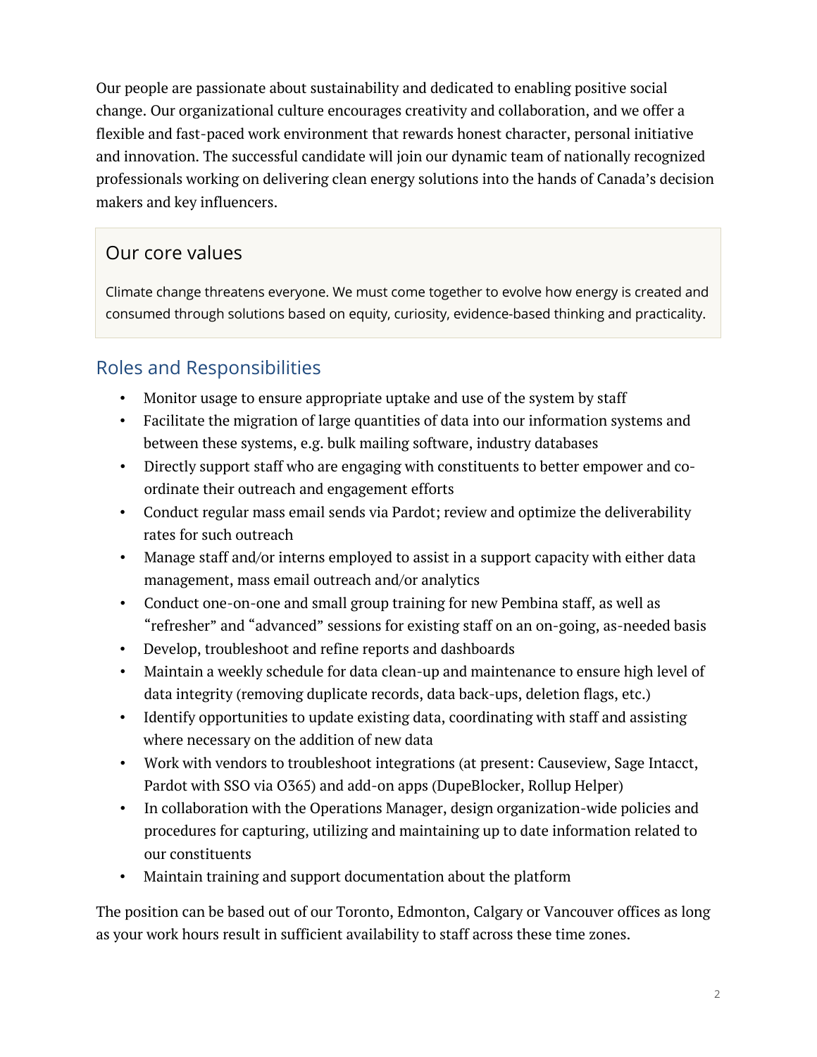Our people are passionate about sustainability and dedicated to enabling positive social change. Our organizational culture encourages creativity and collaboration, and we offer a flexible and fast-paced work environment that rewards honest character, personal initiative and innovation. The successful candidate will join our dynamic team of nationally recognized professionals working on delivering clean energy solutions into the hands of Canada's decision makers and key influencers.

> ### Our core values
>
> Climate change threatens everyone. We must come together to evolve how energy is created and consumed through solutions based on equity, curiosity, evidence-based thinking and practicality.

## Roles and Responsibilities

- Monitor usage to ensure appropriate uptake and use of the system by staff
- Facilitate the migration of large quantities of data into our information systems and between these systems, e.g. bulk mailing software, industry databases
- Directly support staff who are engaging with constituents to better empower and co-ordinate their outreach and engagement efforts
- Conduct regular mass email sends via Pardot; review and optimize the deliverability rates for such outreach
- Manage staff and/or interns employed to assist in a support capacity with either data management, mass email outreach and/or analytics
- Conduct one-on-one and small group training for new Pembina staff, as well as "refresher" and "advanced" sessions for existing staff on an on-going, as-needed basis
- Develop, troubleshoot and refine reports and dashboards
- Maintain a weekly schedule for data clean-up and maintenance to ensure high level of data integrity (removing duplicate records, data back-ups, deletion flags, etc.)
- Identify opportunities to update existing data, coordinating with staff and assisting where necessary on the addition of new data
- Work with vendors to troubleshoot integrations (at present: Causeview, Sage Intacct, Pardot with SSO via O365) and add-on apps (DupeBlocker, Rollup Helper)
- In collaboration with the Operations Manager, design organization-wide policies and procedures for capturing, utilizing and maintaining up to date information related to our constituents
- Maintain training and support documentation about the platform

The position can be based out of our Toronto, Edmonton, Calgary or Vancouver offices as long as your work hours result in sufficient availability to staff across these time zones.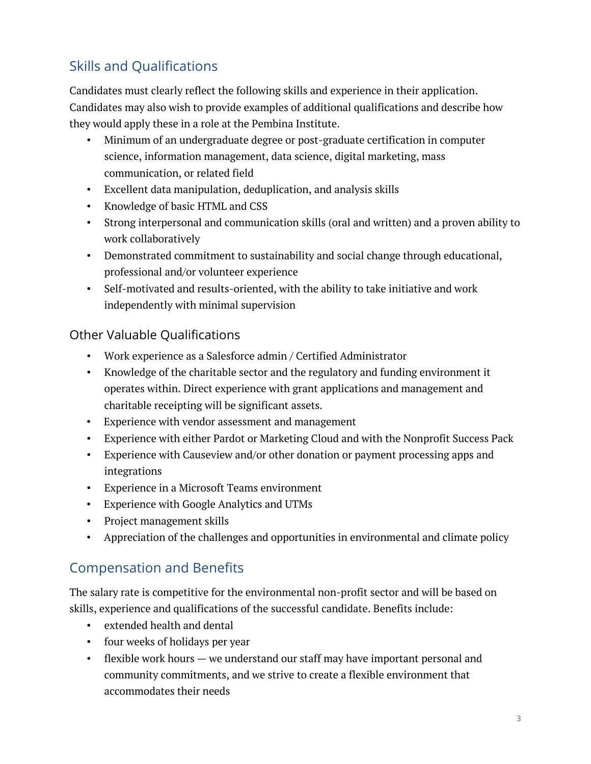## Skills and Qualifications

Candidates must clearly reflect the following skills and experience in their application. Candidates may also wish to provide examples of additional qualifications and describe how they would apply these in a role at the Pembina Institute.

- Minimum of an undergraduate degree or post-graduate certification in computer science, information management, data science, digital marketing, mass communication, or related field
- Excellent data manipulation, deduplication, and analysis skills
- Knowledge of basic HTML and CSS
- Strong interpersonal and communication skills (oral and written) and a proven ability to work collaboratively
- Demonstrated commitment to sustainability and social change through educational, professional and/or volunteer experience
- Self-motivated and results-oriented, with the ability to take initiative and work independently with minimal supervision

### Other Valuable Qualifications

- Work experience as a Salesforce admin / Certified Administrator
- Knowledge of the charitable sector and the regulatory and funding environment it operates within. Direct experience with grant applications and management and charitable receipting will be significant assets.
- Experience with vendor assessment and management
- Experience with either Pardot or Marketing Cloud and with the Nonprofit Success Pack
- Experience with Causeview and/or other donation or payment processing apps and integrations
- Experience in a Microsoft Teams environment
- Experience with Google Analytics and UTMs
- Project management skills
- Appreciation of the challenges and opportunities in environmental and climate policy

## Compensation and Benefits

The salary rate is competitive for the environmental non-profit sector and will be based on skills, experience and qualifications of the successful candidate. Benefits include:

- extended health and dental
- four weeks of holidays per year
- flexible work hours — we understand our staff may have important personal and community commitments, and we strive to create a flexible environment that accommodates their needs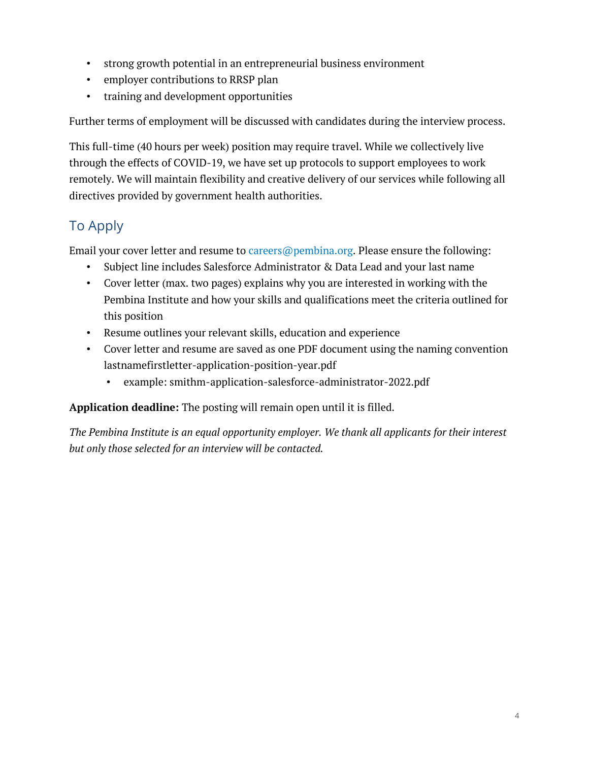- strong growth potential in an entrepreneurial business environment
- employer contributions to RRSP plan
- training and development opportunities

Further terms of employment will be discussed with candidates during the interview process.

This full-time (40 hours per week) position may require travel. While we collectively live through the effects of COVID-19, we have set up protocols to support employees to work remotely. We will maintain flexibility and creative delivery of our services while following all directives provided by government health authorities.

## To Apply

Email your cover letter and resume to careers@pembina.org. Please ensure the following:

- Subject line includes Salesforce Administrator & Data Lead and your last name
- Cover letter (max. two pages) explains why you are interested in working with the Pembina Institute and how your skills and qualifications meet the criteria outlined for this position
- Resume outlines your relevant skills, education and experience
- Cover letter and resume are saved as one PDF document using the naming convention lastnamefirstletter-application-position-year.pdf
  - example: smithm-application-salesforce-administrator-2022.pdf

**Application deadline:** The posting will remain open until it is filled.

*The Pembina Institute is an equal opportunity employer. We thank all applicants for their interest but only those selected for an interview will be contacted.*